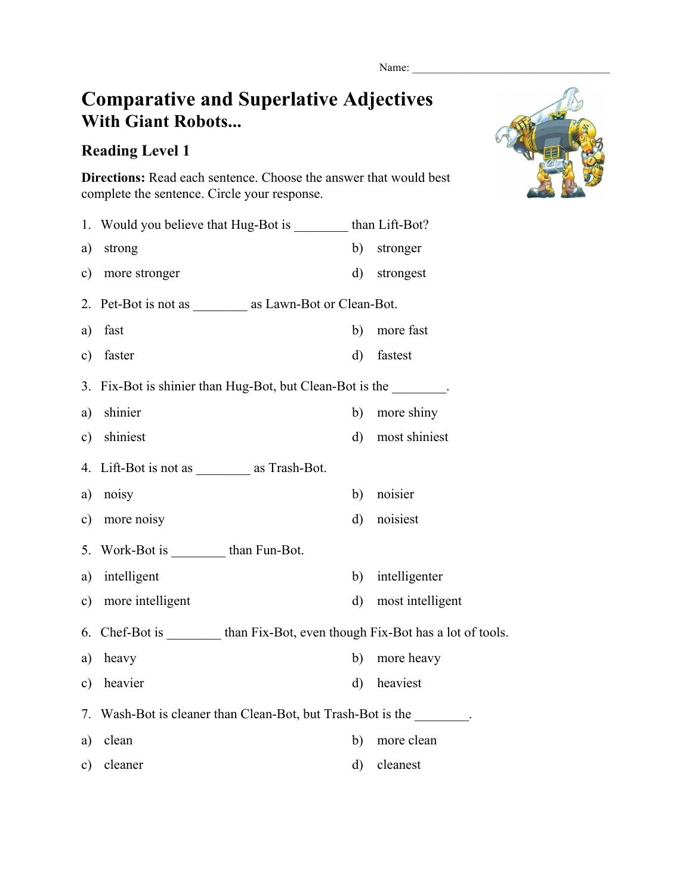Name: ________________________________

# Comparative and Superlative Adjectives
## With Giant Robots...

### Reading Level 1

**Directions:** Read each sentence. Choose the answer that would best complete the sentence. Circle your response.

1. Would you believe that Hug-Bot is ________ than Lift-Bot?

a) strong
b) stronger
c) more stronger
d) strongest

2. Pet-Bot is not as ________ as Lawn-Bot or Clean-Bot.

a) fast
b) more fast
c) faster
d) fastest

3. Fix-Bot is shinier than Hug-Bot, but Clean-Bot is the ________.

a) shinier
b) more shiny
c) shiniest
d) most shiniest

4. Lift-Bot is not as ________ as Trash-Bot.

a) noisy
b) noisier
c) more noisy
d) noisiest

5. Work-Bot is ________ than Fun-Bot.

a) intelligent
b) intelligenter
c) more intelligent
d) most intelligent

6. Chef-Bot is ________ than Fix-Bot, even though Fix-Bot has a lot of tools.

a) heavy
b) more heavy
c) heavier
d) heaviest

7. Wash-Bot is cleaner than Clean-Bot, but Trash-Bot is the ________.

a) clean
b) more clean
c) cleaner
d) cleanest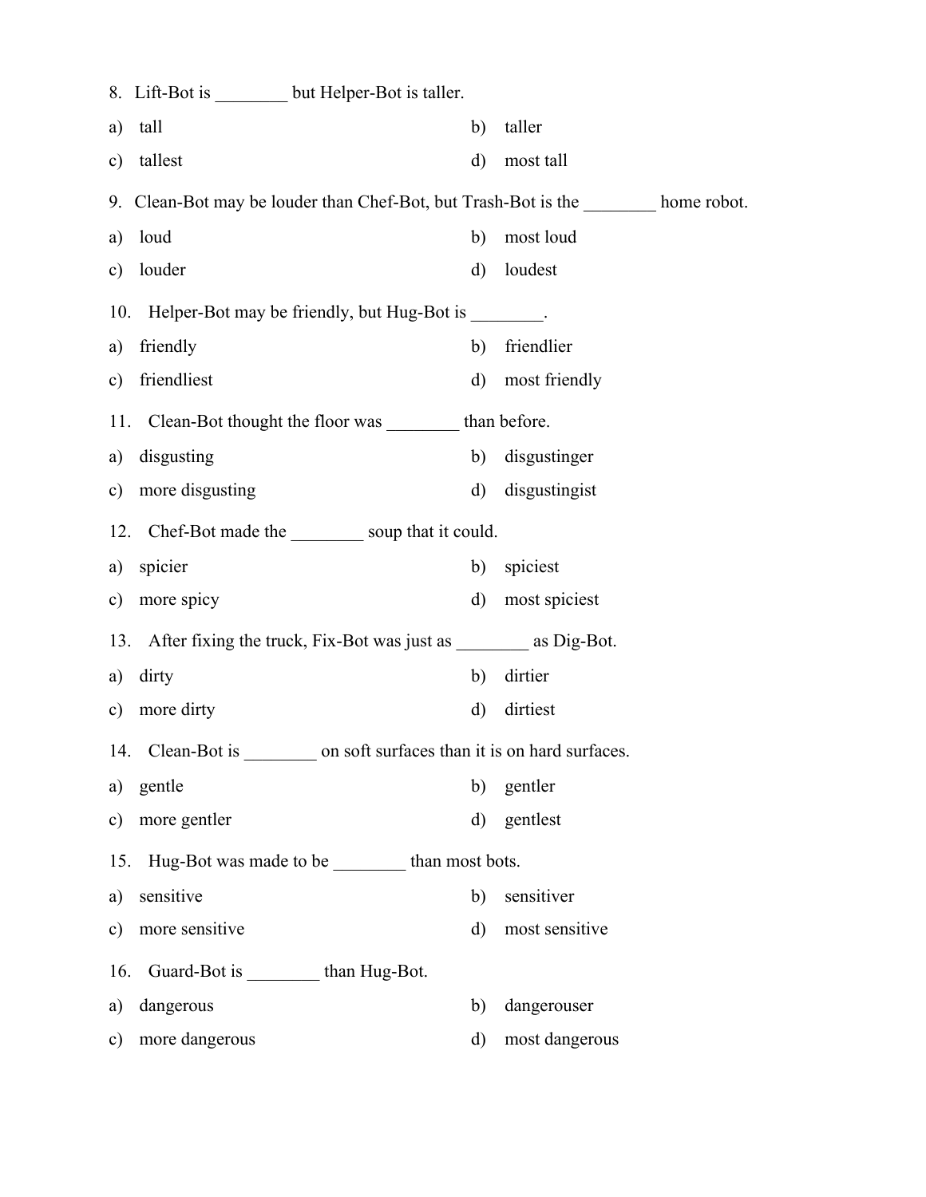8. Lift-Bot is ________ but Helper-Bot is taller.

a) tall
b) taller
c) tallest
d) most tall

9. Clean-Bot may be louder than Chef-Bot, but Trash-Bot is the ________ home robot.

a) loud
b) most loud
c) louder
d) loudest

10. Helper-Bot may be friendly, but Hug-Bot is ________.

a) friendly
b) friendlier
c) friendliest
d) most friendly

11. Clean-Bot thought the floor was ________ than before.

a) disgusting
b) disgustinger
c) more disgusting
d) disgustingist

12. Chef-Bot made the ________ soup that it could.

a) spicier
b) spiciest
c) more spicy
d) most spiciest

13. After fixing the truck, Fix-Bot was just as ________ as Dig-Bot.

a) dirty
b) dirtier
c) more dirty
d) dirtiest

14. Clean-Bot is ________ on soft surfaces than it is on hard surfaces.

a) gentle
b) gentler
c) more gentler
d) gentlest

15. Hug-Bot was made to be ________ than most bots.

a) sensitive
b) sensitiver
c) more sensitive
d) most sensitive

16. Guard-Bot is ________ than Hug-Bot.

a) dangerous
b) dangerouser
c) more dangerous
d) most dangerous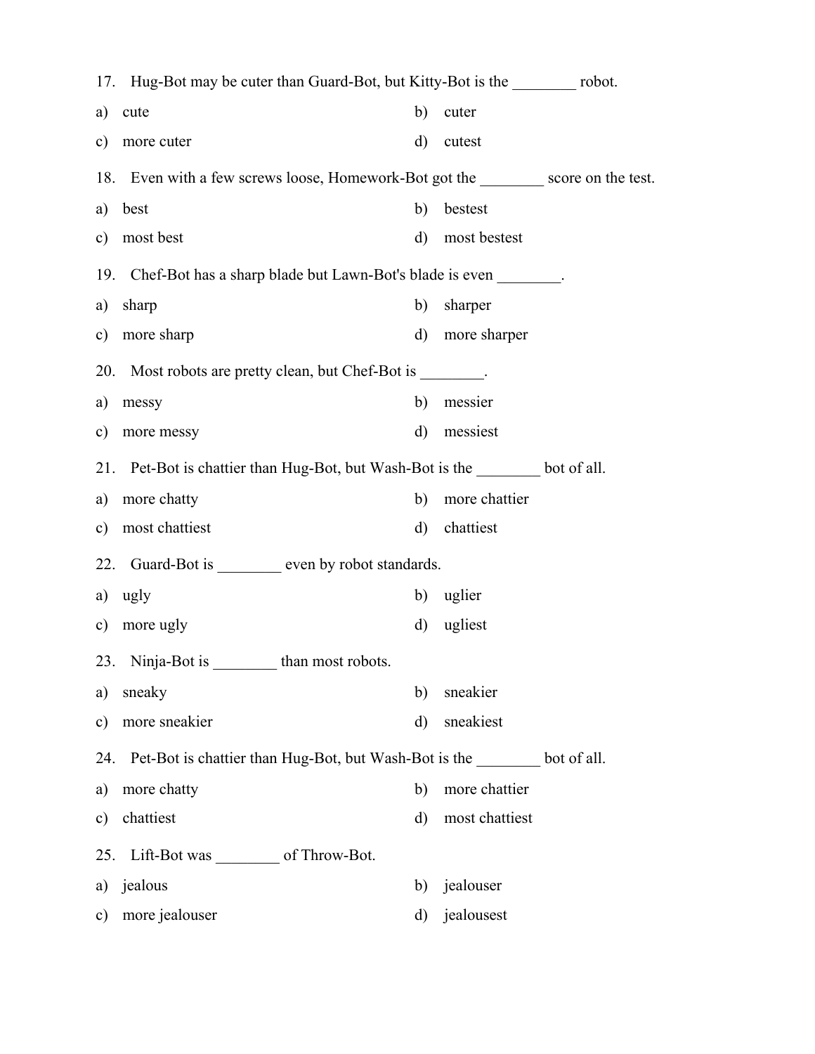17. Hug-Bot may be cuter than Guard-Bot, but Kitty-Bot is the ________ robot.

a) cute
b) cuter
c) more cuter
d) cutest

18. Even with a few screws loose, Homework-Bot got the ________ score on the test.

a) best
b) bestest
c) most best
d) most bestest

19. Chef-Bot has a sharp blade but Lawn-Bot's blade is even ________.

a) sharp
b) sharper
c) more sharp
d) more sharper

20. Most robots are pretty clean, but Chef-Bot is ________.

a) messy
b) messier
c) more messy
d) messiest

21. Pet-Bot is chattier than Hug-Bot, but Wash-Bot is the ________ bot of all.

a) more chatty
b) more chattier
c) most chattiest
d) chattiest

22. Guard-Bot is ________ even by robot standards.

a) ugly
b) uglier
c) more ugly
d) ugliest

23. Ninja-Bot is ________ than most robots.

a) sneaky
b) sneakier
c) more sneakier
d) sneakiest

24. Pet-Bot is chattier than Hug-Bot, but Wash-Bot is the ________ bot of all.

a) more chatty
b) more chattier
c) chattiest
d) most chattiest

25. Lift-Bot was ________ of Throw-Bot.

a) jealous
b) jealouser
c) more jealouser
d) jealousest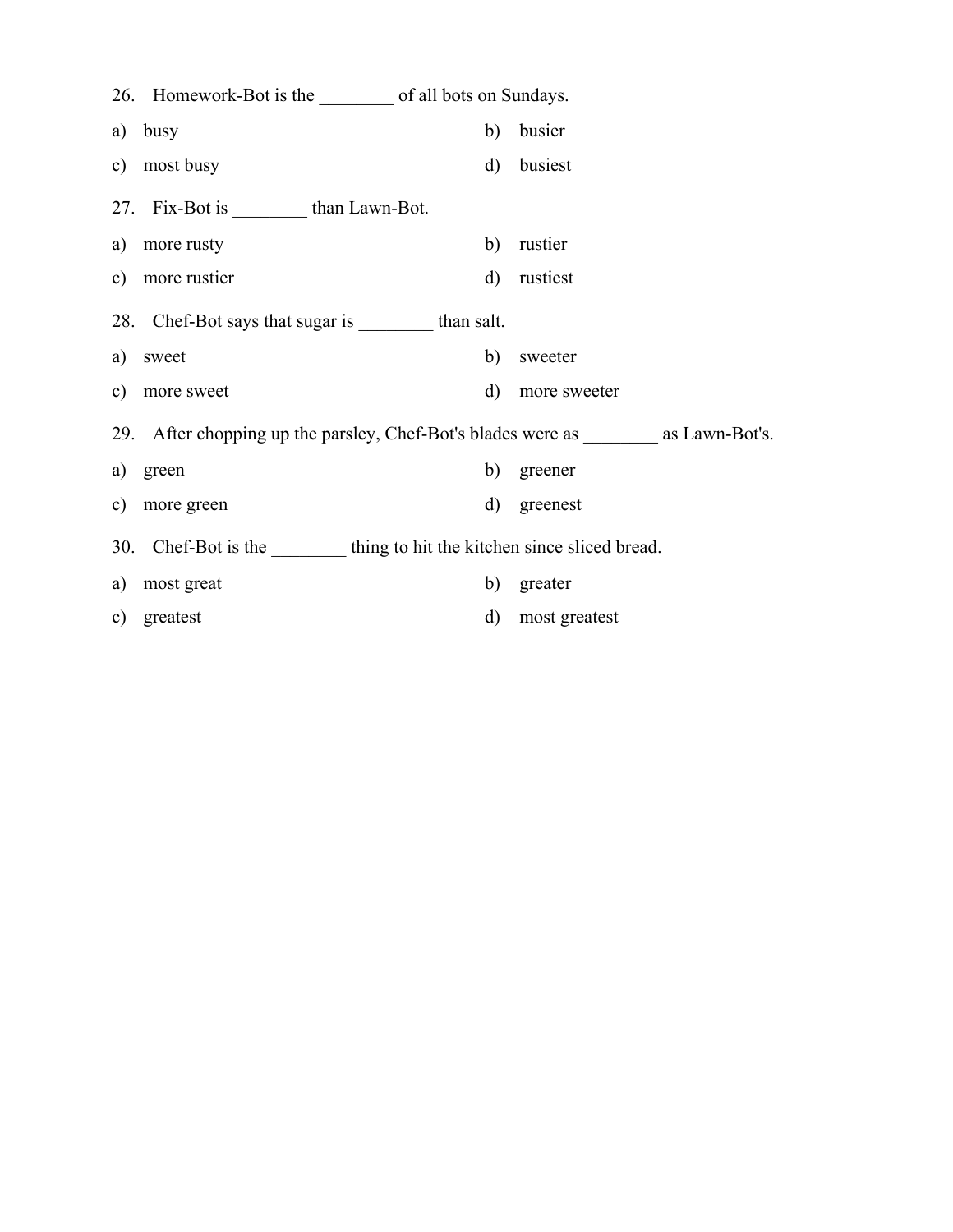26. Homework-Bot is the ________ of all bots on Sundays.

a) busy

b) busier

c) most busy

d) busiest

27. Fix-Bot is ________ than Lawn-Bot.

a) more rusty

b) rustier

c) more rustier

d) rustiest

28. Chef-Bot says that sugar is ________ than salt.

a) sweet

b) sweeter

c) more sweet

d) more sweeter

29. After chopping up the parsley, Chef-Bot's blades were as ________ as Lawn-Bot's.

a) green

b) greener

c) more green

d) greenest

30. Chef-Bot is the ________ thing to hit the kitchen since sliced bread.

a) most great

b) greater

c) greatest

d) most greatest